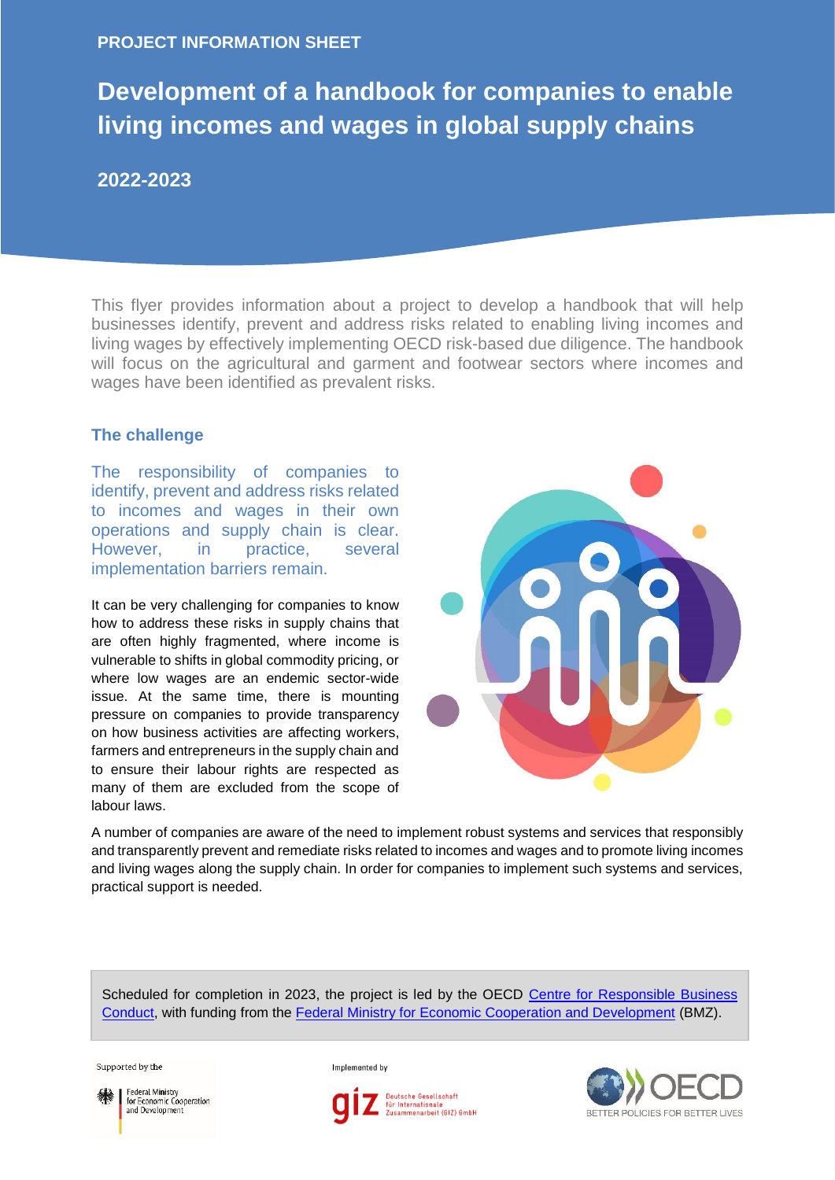PROJECT INFORMATION SHEET

# Development of a handbook for companies to enable living incomes and wages in global supply chains

## 2022-2023

This flyer provides information about a project to develop a handbook that will help businesses identify, prevent and address risks related to enabling living incomes and living wages by effectively implementing OECD risk-based due diligence. The handbook will focus on the agricultural and garment and footwear sectors where incomes and wages have been identified as prevalent risks.

## The challenge

The responsibility of companies to identify, prevent and address risks related to incomes and wages in their own operations and supply chain is clear. However, in practice, several implementation barriers remain.

It can be very challenging for companies to know how to address these risks in supply chains that are often highly fragmented, where income is vulnerable to shifts in global commodity pricing, or where low wages are an endemic sector-wide issue. At the same time, there is mounting pressure on companies to provide transparency on how business activities are affecting workers, farmers and entrepreneurs in the supply chain and to ensure their labour rights are respected as many of them are excluded from the scope of labour laws.

A number of companies are aware of the need to implement robust systems and services that responsibly and transparently prevent and remediate risks related to incomes and wages and to promote living incomes and living wages along the supply chain. In order for companies to implement such systems and services, practical support is needed.

Scheduled for completion in 2023, the project is led by the OECD Centre for Responsible Business Conduct, with funding from the Federal Ministry for Economic Cooperation and Development (BMZ).

Supported by the Federal Ministry for Economic Cooperation and Development

Implemented by giz Deutsche Gesellschaft für Internationale Zusammenarbeit (GIZ) GmbH

OECD BETTER POLICIES FOR BETTER LIVES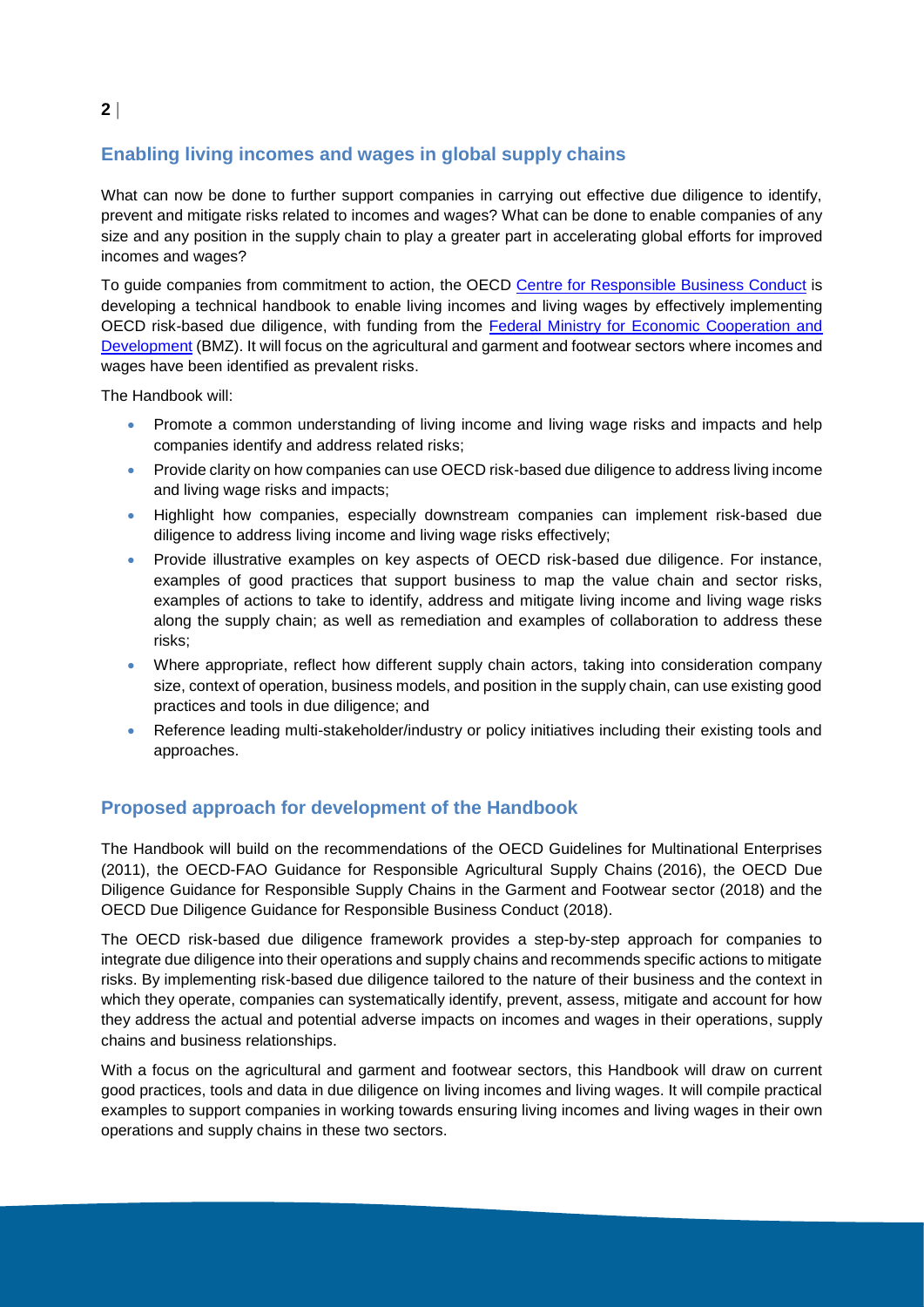## Enabling living incomes and wages in global supply chains

What can now be done to further support companies in carrying out effective due diligence to identify, prevent and mitigate risks related to incomes and wages? What can be done to enable companies of any size and any position in the supply chain to play a greater part in accelerating global efforts for improved incomes and wages?

To guide companies from commitment to action, the OECD Centre for Responsible Business Conduct is developing a technical handbook to enable living incomes and living wages by effectively implementing OECD risk-based due diligence, with funding from the Federal Ministry for Economic Cooperation and Development (BMZ). It will focus on the agricultural and garment and footwear sectors where incomes and wages have been identified as prevalent risks.

The Handbook will:

- Promote a common understanding of living income and living wage risks and impacts and help companies identify and address related risks;
- Provide clarity on how companies can use OECD risk-based due diligence to address living income and living wage risks and impacts;
- Highlight how companies, especially downstream companies can implement risk-based due diligence to address living income and living wage risks effectively;
- Provide illustrative examples on key aspects of OECD risk-based due diligence. For instance, examples of good practices that support business to map the value chain and sector risks, examples of actions to take to identify, address and mitigate living income and living wage risks along the supply chain; as well as remediation and examples of collaboration to address these risks;
- Where appropriate, reflect how different supply chain actors, taking into consideration company size, context of operation, business models, and position in the supply chain, can use existing good practices and tools in due diligence; and
- Reference leading multi-stakeholder/industry or policy initiatives including their existing tools and approaches.

## Proposed approach for development of the Handbook

The Handbook will build on the recommendations of the OECD Guidelines for Multinational Enterprises (2011), the OECD-FAO Guidance for Responsible Agricultural Supply Chains (2016), the OECD Due Diligence Guidance for Responsible Supply Chains in the Garment and Footwear sector (2018) and the OECD Due Diligence Guidance for Responsible Business Conduct (2018).

The OECD risk-based due diligence framework provides a step-by-step approach for companies to integrate due diligence into their operations and supply chains and recommends specific actions to mitigate risks. By implementing risk-based due diligence tailored to the nature of their business and the context in which they operate, companies can systematically identify, prevent, assess, mitigate and account for how they address the actual and potential adverse impacts on incomes and wages in their operations, supply chains and business relationships.

With a focus on the agricultural and garment and footwear sectors, this Handbook will draw on current good practices, tools and data in due diligence on living incomes and living wages. It will compile practical examples to support companies in working towards ensuring living incomes and living wages in their own operations and supply chains in these two sectors.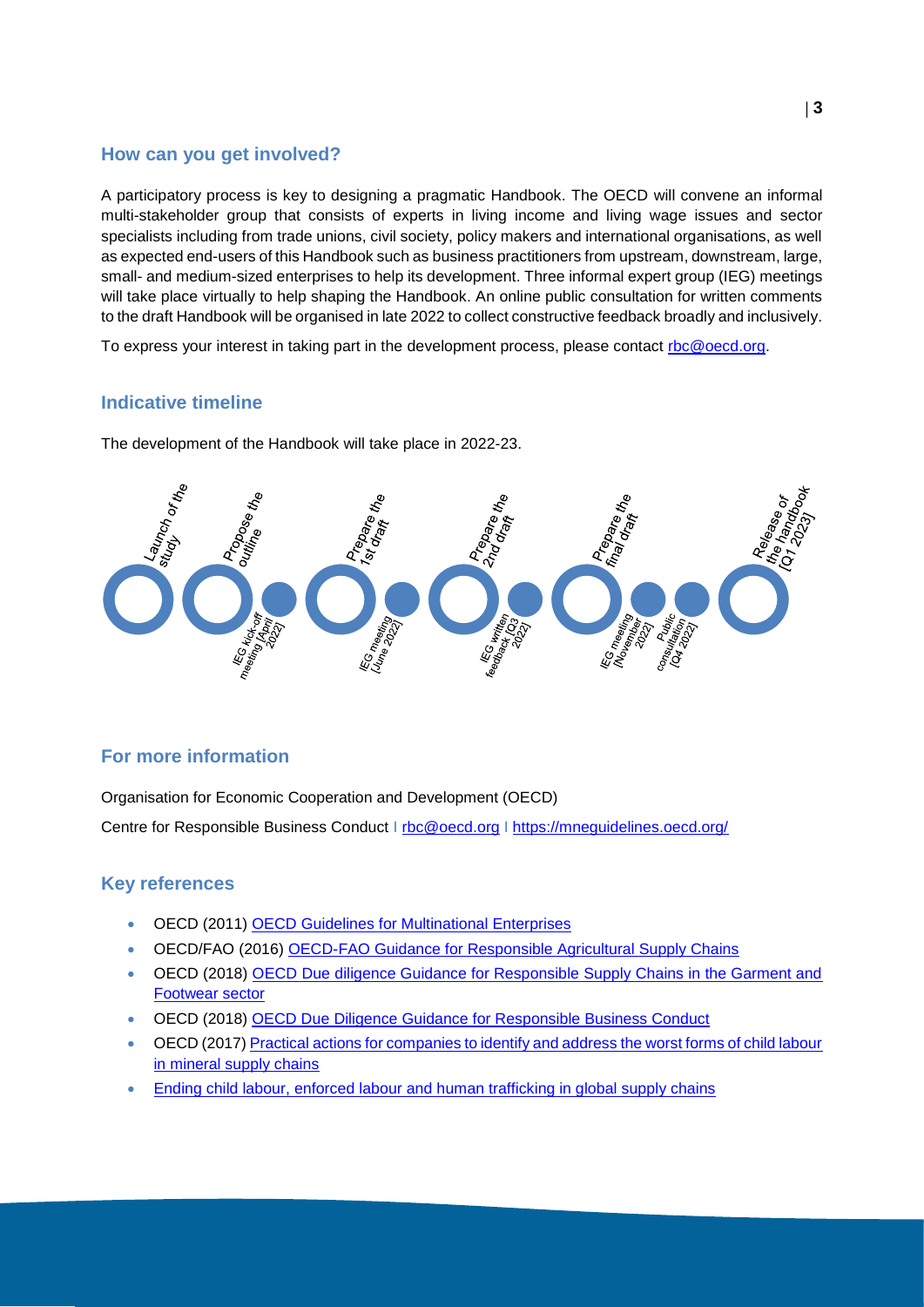## How can you get involved?

A participatory process is key to designing a pragmatic Handbook. The OECD will convene an informal multi-stakeholder group that consists of experts in living income and living wage issues and sector specialists including from trade unions, civil society, policy makers and international organisations, as well as expected end-users of this Handbook such as business practitioners from upstream, downstream, large, small- and medium-sized enterprises to help its development. Three informal expert group (IEG) meetings will take place virtually to help shaping the Handbook. An online public consultation for written comments to the draft Handbook will be organised in late 2022 to collect constructive feedback broadly and inclusively.

To express your interest in taking part in the development process, please contact [rbc@oecd.org](mailto:rbc@oecd.org).

## Indicative timeline

The development of the Handbook will take place in 2022-23.

Launch of the study
Propose the outline
IEG kick-off meeting [April 2022]
Prepare the 1st draft
IEG meeting [June 2022]
Prepare the 2nd draft
IEG written feedback [Q3 2022]
Prepare the final draft
IEG meeting [November 2022]
Public consultation [Q4 2022]
Release of the handbook [Q1 2023]

## For more information

Organisation for Economic Cooperation and Development (OECD)

Centre for Responsible Business Conduct | [rbc@oecd.org](mailto:rbc@oecd.org) | [https://mneguidelines.oecd.org/](https://mneguidelines.oecd.org/)

## Key references

- OECD (2011) OECD Guidelines for Multinational Enterprises
- OECD/FAO (2016) OECD-FAO Guidance for Responsible Agricultural Supply Chains
- OECD (2018) OECD Due diligence Guidance for Responsible Supply Chains in the Garment and Footwear sector
- OECD (2018) OECD Due Diligence Guidance for Responsible Business Conduct
- OECD (2017) Practical actions for companies to identify and address the worst forms of child labour in mineral supply chains
- Ending child labour, enforced labour and human trafficking in global supply chains